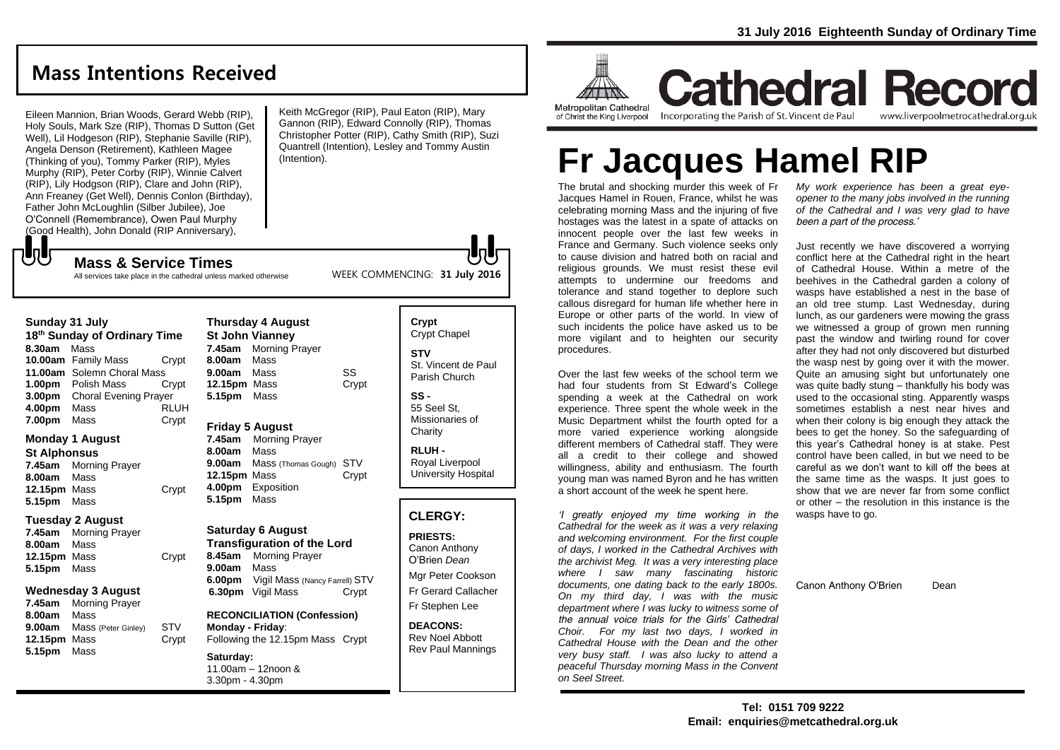31 July 2016 Eighteenth Sunday of Ordinary Time

# Cathedral Record

Metropolitan Cathedral of Christ the King Liverpool

Incorporating the Parish of St. Vincent de Paul

www.liverpoolmetrocathedral.org.uk

## Mass Intentions Received

Eileen Mannion, Brian Woods, Gerard Webb (RIP), Holy Souls, Mark Sze (RIP), Thomas D Sutton (Get Well), Lil Hodgeson (RIP), Stephanie Saville (RIP), Angela Denson (Retirement), Kathleen Magee (Thinking of you), Tommy Parker (RIP), Myles Murphy (RIP), Peter Corby (RIP), Winnie Calvert (RIP), Lily Hodgson (RIP), Clare and John (RIP), Ann Freaney (Get Well), Dennis Conlon (Birthday), Father John McLoughlin (Silber Jubilee), Joe O'Connell (Remembrance), Owen Paul Murphy (Good Health), John Donald (RIP Anniversary), Keith McGregor (RIP), Paul Eaton (RIP), Mary Gannon (RIP), Edward Connolly (RIP), Thomas Christopher Potter (RIP), Cathy Smith (RIP), Suzi Quantrell (Intention), Lesley and Tommy Austin (Intention).

## Mass & Service Times

All services take place in the cathedral unless marked otherwise

WEEK COMMENCING: **31 July 2016**

### Sunday 31 July
**18th Sunday of Ordinary Time**

| | | |
|---|---|---|
| **8.30am** | Mass | |
| **10.00am** | Family Mass | Crypt |
| **11.00am** | Solemn Choral Mass | |
| **1.00pm** | Polish Mass | Crypt |
| **3.00pm** | Choral Evening Prayer | |
| **4.00pm** | Mass | RLUH |
| **7.00pm** | Mass | Crypt |

### Monday 1 August
**St Alphonsus**

| | | |
|---|---|---|
| **7.45am** | Morning Prayer | |
| **8.00am** | Mass | |
| **12.15pm** | Mass | Crypt |
| **5.15pm** | Mass | |

### Tuesday 2 August

| | | |
|---|---|---|
| **7.45am** | Morning Prayer | |
| **8.00am** | Mass | |
| **12.15pm** | Mass | Crypt |
| **5.15pm** | Mass | |

### Wednesday 3 August

| | | |
|---|---|---|
| **7.45am** | Morning Prayer | |
| **8.00am** | Mass | |
| **9.00am** | Mass (Peter Ginley) | STV |
| **12.15pm** | Mass | Crypt |
| **5.15pm** | Mass | |

### Thursday 4 August
**St John Vianney**

| | | |
|---|---|---|
| **7.45am** | Morning Prayer | |
| **8.00am** | Mass | |
| **9.00am** | Mass | SS |
| **12.15pm** | Mass | Crypt |
| **5.15pm** | Mass | |

### Friday 5 August

| | | |
|---|---|---|
| **7.45am** | Morning Prayer | |
| **8.00am** | Mass | |
| **9.00am** | Mass (Thomas Gough) | STV |
| **12.15pm** | Mass | Crypt |
| **4.00pm** | Exposition | |
| **5.15pm** | Mass | |

### Saturday 6 August
**Transfiguration of the Lord**

| | | |
|---|---|---|
| **8.45am** | Morning Prayer | |
| **9.00am** | Mass | |
| **6.00pm** | Vigil Mass (Nancy Farrell) | STV |
| **6.30pm** | Vigil Mass | Crypt |

**RECONCILIATION (Confession)**
**Monday - Friday**:
Following the 12.15pm Mass Crypt

**Saturday:**
11.00am – 12noon &
3.30pm - 4.30pm

**Crypt**
Crypt Chapel

**STV**
St. Vincent de Paul Parish Church

**SS -**
55 Seel St, Missionaries of Charity

**RLUH -**
Royal Liverpool University Hospital

## CLERGY:

**PRIESTS:**
Canon Anthony O'Brien *Dean*
Mgr Peter Cookson
Fr Gerard Callacher
Fr Stephen Lee

**DEACONS:**
Rev Noel Abbott
Rev Paul Mannings

# Fr Jacques Hamel RIP

The brutal and shocking murder this week of Fr Jacques Hamel in Rouen, France, whilst he was celebrating morning Mass and the injuring of five hostages was the latest in a spate of attacks on innocent people over the last few weeks in France and Germany. Such violence seeks only to cause division and hatred both on racial and religious grounds. We must resist these evil attempts to undermine our freedoms and tolerance and stand together to deplore such callous disregard for human life whether here in Europe or other parts of the world. In view of such incidents the police have asked us to be more vigilant and to heighten our security procedures.

Over the last few weeks of the school term we had four students from St Edward's College spending a week at the Cathedral on work experience. Three spent the whole week in the Music Department whilst the fourth opted for a more varied experience working alongside different members of Cathedral staff. They were all a credit to their college and showed willingness, ability and enthusiasm. The fourth young man was named Byron and he has written a short account of the week he spent here.

*'I greatly enjoyed my time working in the Cathedral for the week as it was a very relaxing and welcoming environment. For the first couple of days, I worked in the Cathedral Archives with the archivist Meg. It was a very interesting place where I saw many fascinating historic documents, one dating back to the early 1800s. On my third day, I was with the music department where I was lucky to witness some of the annual voice trials for the Girls' Cathedral Choir. For my last two days, I worked in Cathedral House with the Dean and the other very busy staff. I was also lucky to attend a peaceful Thursday morning Mass in the Convent on Seel Street. My work experience has been a great eye-opener to the many jobs involved in the running of the Cathedral and I was very glad to have been a part of the process.'*

Just recently we have discovered a worrying conflict here at the Cathedral right in the heart of Cathedral House. Within a metre of the beehives in the Cathedral garden a colony of wasps have established a nest in the base of an old tree stump. Last Wednesday, during lunch, as our gardeners were mowing the grass we witnessed a group of grown men running past the window and twirling round for cover after they had not only discovered but disturbed the wasp nest by going over it with the mower. Quite an amusing sight but unfortunately one was quite badly stung – thankfully his body was used to the occasional sting. Apparently wasps sometimes establish a nest near hives and when their colony is big enough they attack the bees to get the honey. So the safeguarding of this year's Cathedral honey is at stake. Pest control have been called, in but we need to be careful as we don't want to kill off the bees at the same time as the wasps. It just goes to show that we are never far from some conflict or other – the resolution in this instance is the wasps have to go.

Canon Anthony O'Brien Dean

**Tel: 0151 709 9222**
**Email: enquiries@metcathedral.org.uk**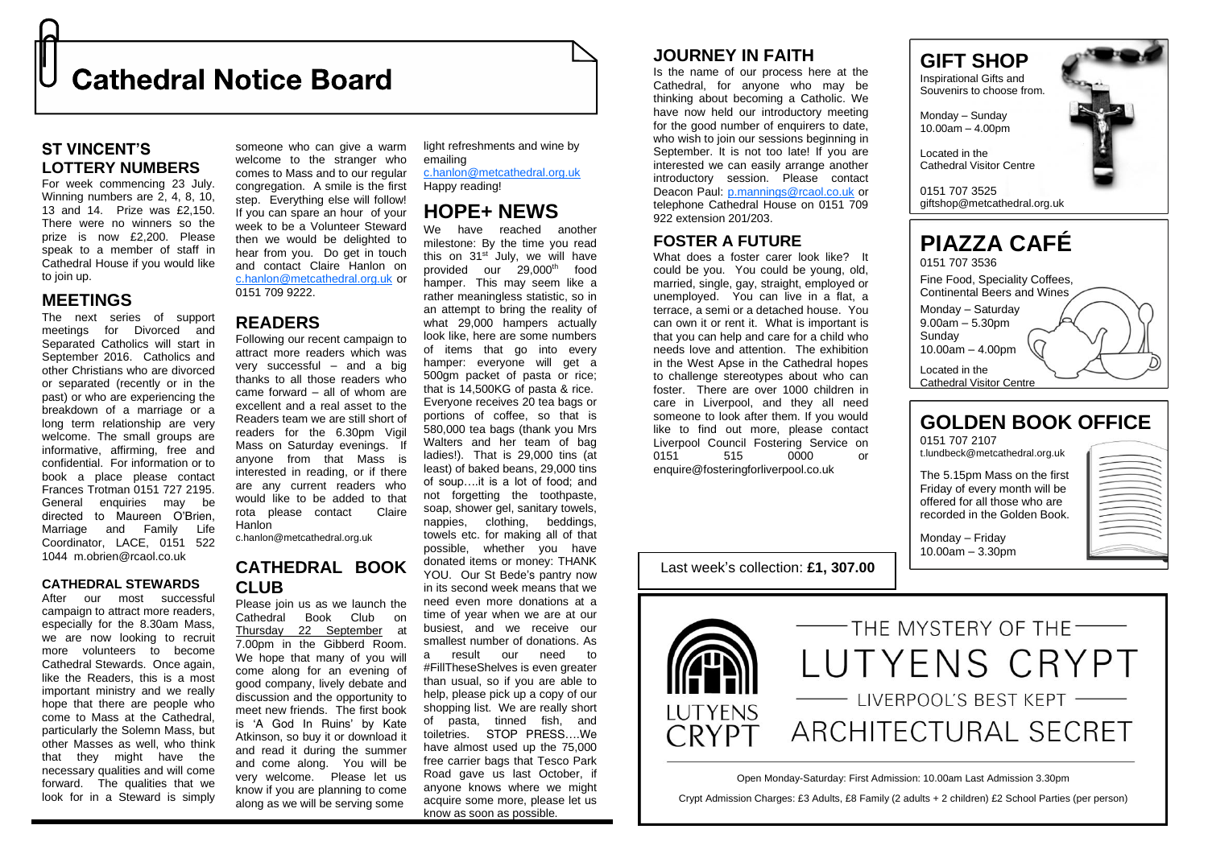# Cathedral Notice Board

## ST VINCENT'S LOTTERY NUMBERS

For week commencing 23 July. Winning numbers are 2, 4, 8, 10, 13 and 14. Prize was £2,150. There were no winners so the prize is now £2,200. Please speak to a member of staff in Cathedral House if you would like to join up.

## MEETINGS

The next series of support meetings for Divorced and Separated Catholics will start in September 2016. Catholics and other Christians who are divorced or separated (recently or in the past) or who are experiencing the breakdown of a marriage or a long term relationship are very welcome. The small groups are informative, affirming, free and confidential. For information or to book a place please contact Frances Trotman 0151 727 2195. General enquiries may be directed to Maureen O'Brien, Marriage and Family Life Coordinator, LACE, 0151 522 1044 m.obrien@rcaol.co.uk

### CATHEDRAL STEWARDS

After our most successful campaign to attract more readers, especially for the 8.30am Mass, we are now looking to recruit more volunteers to become Cathedral Stewards. Once again, like the Readers, this is a most important ministry and we really hope that there are people who come to Mass at the Cathedral, particularly the Solemn Mass, but other Masses as well, who think that they might have the necessary qualities and will come forward. The qualities that we look for in a Steward is simply someone who can give a warm welcome to the stranger who comes to Mass and to our regular congregation. A smile is the first step. Everything else will follow! If you can spare an hour of your week to be a Volunteer Steward then we would be delighted to hear from you. Do get in touch and contact Claire Hanlon on c.hanlon@metcathedral.org.uk or 0151 709 9222.

## READERS

Following our recent campaign to attract more readers which was very successful – and a big thanks to all those readers who came forward – all of whom are excellent and a real asset to the Readers team we are still short of readers for the 6.30pm Vigil Mass on Saturday evenings. If anyone from that Mass is interested in reading, or if there are any current readers who would like to be added to that rota please contact Claire Hanlon c.hanlon@metcathedral.org.uk

## CATHEDRAL BOOK CLUB

Please join us as we launch the Cathedral Book Club on Thursday 22 September at 7.00pm in the Gibberd Room. We hope that many of you will come along for an evening of good company, lively debate and discussion and the opportunity to meet new friends. The first book is 'A God In Ruins' by Kate Atkinson, so buy it or download it and read it during the summer and come along. You will be very welcome. Please let us know if you are planning to come along as we will be serving some light refreshments and wine by emailing c.hanlon@metcathedral.org.uk

Happy reading!

## HOPE+ NEWS

We have reached another milestone: By the time you read this on 31st July, we will have provided our 29,000th food hamper. This may seem like a rather meaningless statistic, so in an attempt to bring the reality of what 29,000 hampers actually look like, here are some numbers of items that go into every hamper: everyone will get a 500gm packet of pasta or rice; that is 14,500KG of pasta & rice. Everyone receives 20 tea bags or portions of coffee, so that is 580,000 tea bags (thank you Mrs Walters and her team of bag ladies!). That is 29,000 tins (at least) of baked beans, 29,000 tins of soup….it is a lot of food; and not forgetting the toothpaste, soap, shower gel, sanitary towels, nappies, clothing, beddings, towels etc. for making all of that possible, whether you have donated items or money: THANK YOU. Our St Bede's pantry now in its second week means that we need even more donations at a time of year when we are at our busiest, and we receive our smallest number of donations. As a result our need to #FillTheseShelves is even greater than usual, so if you are able to help, please pick up a copy of our shopping list. We are really short of pasta, tinned fish, and toiletries. STOP PRESS….We have almost used up the 75,000 free carrier bags that Tesco Park Road gave us last October, if anyone knows where we might acquire some more, please let us know as soon as possible.

## JOURNEY IN FAITH

Is the name of our process here at the Cathedral, for anyone who may be thinking about becoming a Catholic. We have now held our introductory meeting for the good number of enquirers to date, who wish to join our sessions beginning in September. It is not too late! If you are interested we can easily arrange another introductory session. Please contact Deacon Paul: p.mannings@rcaol.co.uk or telephone Cathedral House on 0151 709 922 extension 201/203.

## FOSTER A FUTURE

What does a foster carer look like? It could be you. You could be young, old, married, single, gay, straight, employed or unemployed. You can live in a flat, a terrace, a semi or a detached house. You can own it or rent it. What is important is that you can help and care for a child who needs love and attention. The exhibition in the West Apse in the Cathedral hopes to challenge stereotypes about who can foster. There are over 1000 children in care in Liverpool, and they all need someone to look after them. If you would like to find out more, please contact Liverpool Council Fostering Service on 0151 515 0000 or enquire@fosteringforliverpool.co.uk

Last week's collection: **£1, 307.00**

## GIFT SHOP

Inspirational Gifts and Souvenirs to choose from.

Monday – Sunday
10.00am – 4.00pm

Located in the Cathedral Visitor Centre

0151 707 3525
giftshop@metcathedral.org.uk

## PIAZZA CAFÉ

0151 707 3536

Fine Food, Speciality Coffees, Continental Beers and Wines

Monday – Saturday
9.00am – 5.30pm
Sunday
10.00am – 4.00pm

Located in the Cathedral Visitor Centre

## GOLDEN BOOK OFFICE

0151 707 2107
t.lundbeck@metcathedral.org.uk

The 5.15pm Mass on the first Friday of every month will be offered for all those who are recorded in the Golden Book.

Monday – Friday
10.00am – 3.30pm

LUTYENS CRYPT

THE MYSTERY OF THE LUTYENS CRYPT

LIVERPOOL'S BEST KEPT ARCHITECTURAL SECRET

Open Monday-Saturday: First Admission: 10.00am Last Admission 3.30pm

Crypt Admission Charges: £3 Adults, £8 Family (2 adults + 2 children) £2 School Parties (per person)